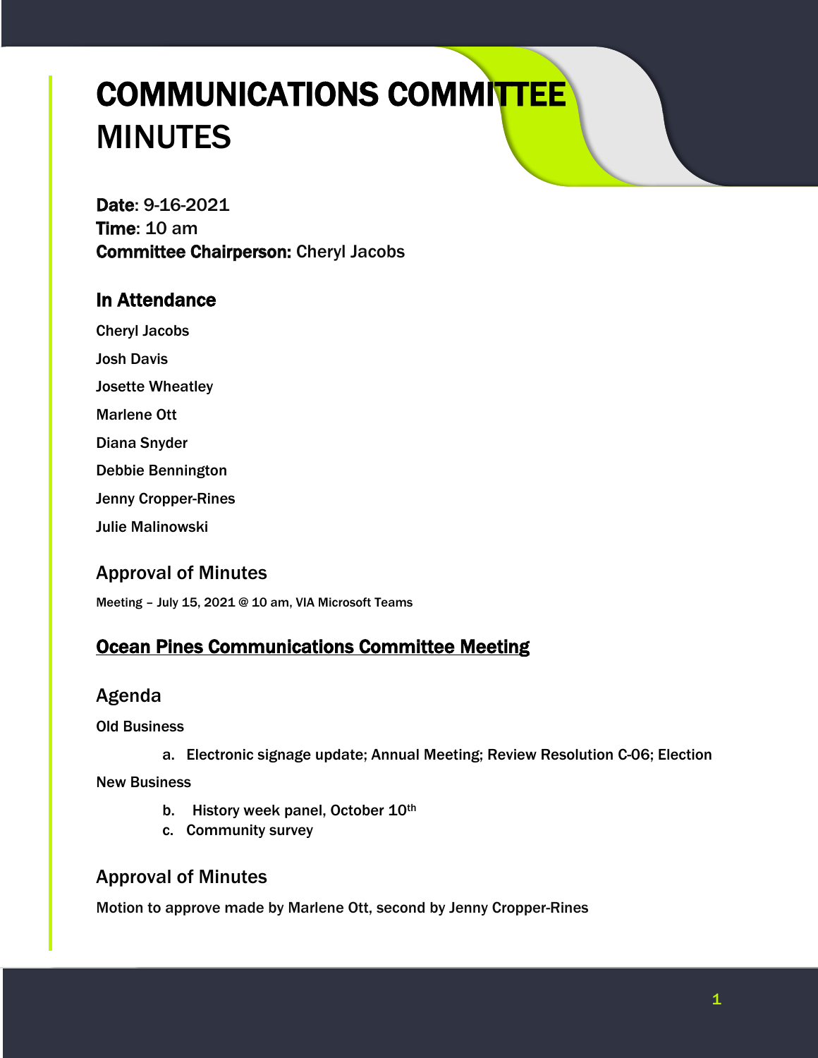# COMMUNICATIONS COMMITTEE MINUTES

**Date**: 9-16-2021
**Time**: 10 am
**Committee Chairperson:** Cheryl Jacobs

## In Attendance

Cheryl Jacobs

Josh Davis

Josette Wheatley

Marlene Ott

Diana Snyder

Debbie Bennington

Jenny Cropper-Rines

Julie Malinowski

## Approval of Minutes

Meeting – July 15, 2021 @ 10 am, VIA Microsoft Teams

## Ocean Pines Communications Committee Meeting

## Agenda

Old Business

a. Electronic signage update; Annual Meeting; Review Resolution C-06; Election

New Business

b. History week panel, October 10th
c. Community survey

## Approval of Minutes

Motion to approve made by Marlene Ott, second by Jenny Cropper-Rines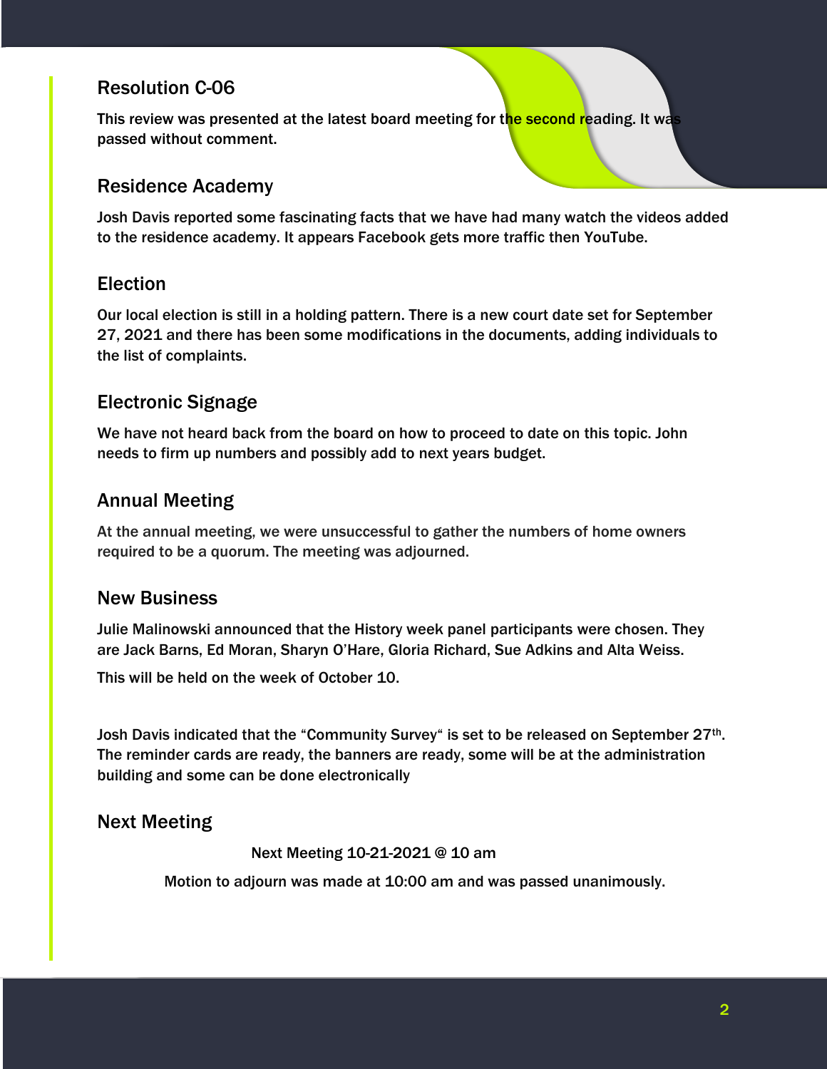## Resolution C-06

This review was presented at the latest board meeting for the second reading. It was passed without comment.

## Residence Academy

Josh Davis reported some fascinating facts that we have had many watch the videos added to the residence academy. It appears Facebook gets more traffic then YouTube.

## Election

Our local election is still in a holding pattern. There is a new court date set for September 27, 2021 and there has been some modifications in the documents, adding individuals to the list of complaints.

## Electronic Signage

We have not heard back from the board on how to proceed to date on this topic. John needs to firm up numbers and possibly add to next years budget.

## Annual Meeting

At the annual meeting, we were unsuccessful to gather the numbers of home owners required to be a quorum. The meeting was adjourned.

## New Business

Julie Malinowski announced that the History week panel participants were chosen. They are Jack Barns, Ed Moran, Sharyn O'Hare, Gloria Richard, Sue Adkins and Alta Weiss.

This will be held on the week of October 10.

Josh Davis indicated that the "Community Survey" is set to be released on September 27th. The reminder cards are ready, the banners are ready, some will be at the administration building and some can be done electronically

## Next Meeting

Next Meeting 10-21-2021 @ 10 am

Motion to adjourn was made at 10:00 am and was passed unanimously.